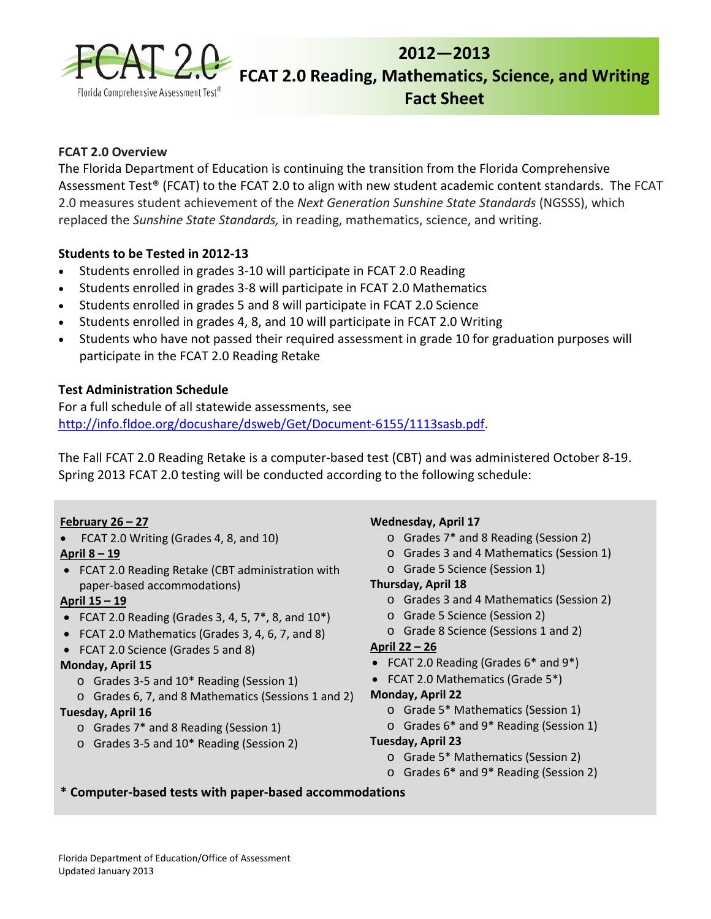# 2012—2013 FCAT 2.0 Reading, Mathematics, Science, and Writing Fact Sheet

FCAT 2.0

Florida Comprehensive Assessment Test®

## FCAT 2.0 Overview

The Florida Department of Education is continuing the transition from the Florida Comprehensive Assessment Test® (FCAT) to the FCAT 2.0 to align with new student academic content standards. The FCAT 2.0 measures student achievement of the *Next Generation Sunshine State Standards* (NGSSS), which replaced the *Sunshine State Standards,* in reading, mathematics, science, and writing.

## Students to be Tested in 2012-13

- Students enrolled in grades 3-10 will participate in FCAT 2.0 Reading
- Students enrolled in grades 3-8 will participate in FCAT 2.0 Mathematics
- Students enrolled in grades 5 and 8 will participate in FCAT 2.0 Science
- Students enrolled in grades 4, 8, and 10 will participate in FCAT 2.0 Writing
- Students who have not passed their required assessment in grade 10 for graduation purposes will participate in the FCAT 2.0 Reading Retake

## Test Administration Schedule

For a full schedule of all statewide assessments, see http://info.fldoe.org/docushare/dsweb/Get/Document-6155/1113sasb.pdf.

The Fall FCAT 2.0 Reading Retake is a computer-based test (CBT) and was administered October 8-19. Spring 2013 FCAT 2.0 testing will be conducted according to the following schedule:

**February 26 – 27**

- FCAT 2.0 Writing (Grades 4, 8, and 10)

**April 8 – 19**

- FCAT 2.0 Reading Retake (CBT administration with paper-based accommodations)

**April 15 – 19**

- FCAT 2.0 Reading (Grades 3, 4, 5, 7*, 8, and 10*)
- FCAT 2.0 Mathematics (Grades 3, 4, 6, 7, and 8)
- FCAT 2.0 Science (Grades 5 and 8)

**Monday, April 15**

- Grades 3-5 and 10* Reading (Session 1)
- Grades 6, 7, and 8 Mathematics (Sessions 1 and 2)

**Tuesday, April 16**

- Grades 7* and 8 Reading (Session 1)
- Grades 3-5 and 10* Reading (Session 2)

**Wednesday, April 17**

- Grades 7* and 8 Reading (Session 2)
- Grades 3 and 4 Mathematics (Session 1)
- Grade 5 Science (Session 1)

**Thursday, April 18**

- Grades 3 and 4 Mathematics (Session 2)
- Grade 5 Science (Session 2)
- Grade 8 Science (Sessions 1 and 2)

**April 22 – 26**

- FCAT 2.0 Reading (Grades 6* and 9*)
- FCAT 2.0 Mathematics (Grade 5*)

**Monday, April 22**

- Grade 5* Mathematics (Session 1)
- Grades 6* and 9* Reading (Session 1)

**Tuesday, April 23**

- Grade 5* Mathematics (Session 2)
- Grades 6* and 9* Reading (Session 2)

**\* Computer-based tests with paper-based accommodations**

Florida Department of Education/Office of Assessment
Updated January 2013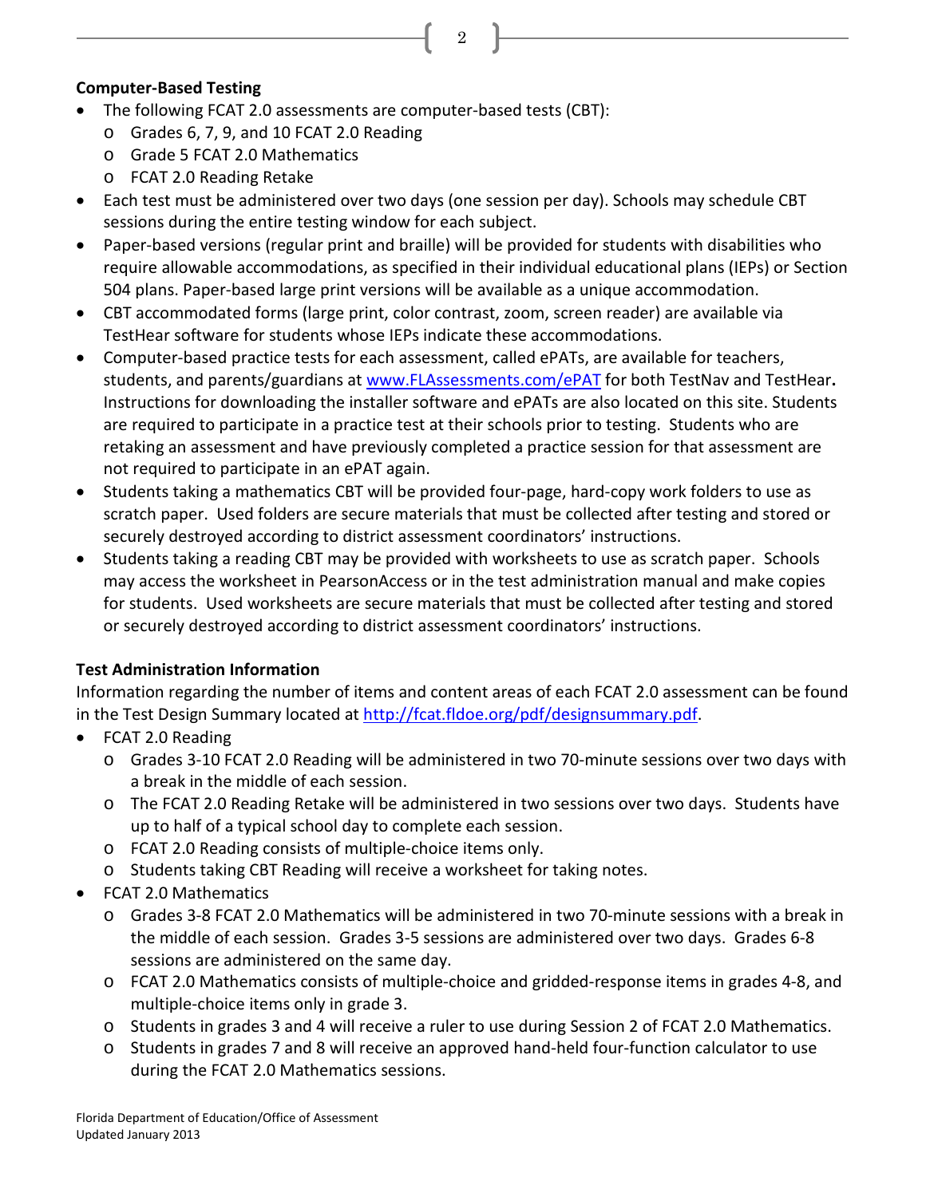**Computer-Based Testing**

- The following FCAT 2.0 assessments are computer-based tests (CBT):
  - Grades 6, 7, 9, and 10 FCAT 2.0 Reading
  - Grade 5 FCAT 2.0 Mathematics
  - FCAT 2.0 Reading Retake
- Each test must be administered over two days (one session per day). Schools may schedule CBT sessions during the entire testing window for each subject.
- Paper-based versions (regular print and braille) will be provided for students with disabilities who require allowable accommodations, as specified in their individual educational plans (IEPs) or Section 504 plans. Paper-based large print versions will be available as a unique accommodation.
- CBT accommodated forms (large print, color contrast, zoom, screen reader) are available via TestHear software for students whose IEPs indicate these accommodations.
- Computer-based practice tests for each assessment, called ePATs, are available for teachers, students, and parents/guardians at www.FLAssessments.com/ePAT for both TestNav and TestHear**.** Instructions for downloading the installer software and ePATs are also located on this site. Students are required to participate in a practice test at their schools prior to testing. Students who are retaking an assessment and have previously completed a practice session for that assessment are not required to participate in an ePAT again.
- Students taking a mathematics CBT will be provided four-page, hard-copy work folders to use as scratch paper. Used folders are secure materials that must be collected after testing and stored or securely destroyed according to district assessment coordinators' instructions.
- Students taking a reading CBT may be provided with worksheets to use as scratch paper. Schools may access the worksheet in PearsonAccess or in the test administration manual and make copies for students. Used worksheets are secure materials that must be collected after testing and stored or securely destroyed according to district assessment coordinators' instructions.

**Test Administration Information**

Information regarding the number of items and content areas of each FCAT 2.0 assessment can be found in the Test Design Summary located at http://fcat.fldoe.org/pdf/designsummary.pdf.

- FCAT 2.0 Reading
  - Grades 3-10 FCAT 2.0 Reading will be administered in two 70-minute sessions over two days with a break in the middle of each session.
  - The FCAT 2.0 Reading Retake will be administered in two sessions over two days. Students have up to half of a typical school day to complete each session.
  - FCAT 2.0 Reading consists of multiple-choice items only.
  - Students taking CBT Reading will receive a worksheet for taking notes.
- FCAT 2.0 Mathematics
  - Grades 3-8 FCAT 2.0 Mathematics will be administered in two 70-minute sessions with a break in the middle of each session. Grades 3-5 sessions are administered over two days. Grades 6-8 sessions are administered on the same day.
  - FCAT 2.0 Mathematics consists of multiple-choice and gridded-response items in grades 4-8, and multiple-choice items only in grade 3.
  - Students in grades 3 and 4 will receive a ruler to use during Session 2 of FCAT 2.0 Mathematics.
  - Students in grades 7 and 8 will receive an approved hand-held four-function calculator to use during the FCAT 2.0 Mathematics sessions.

Florida Department of Education/Office of Assessment
Updated January 2013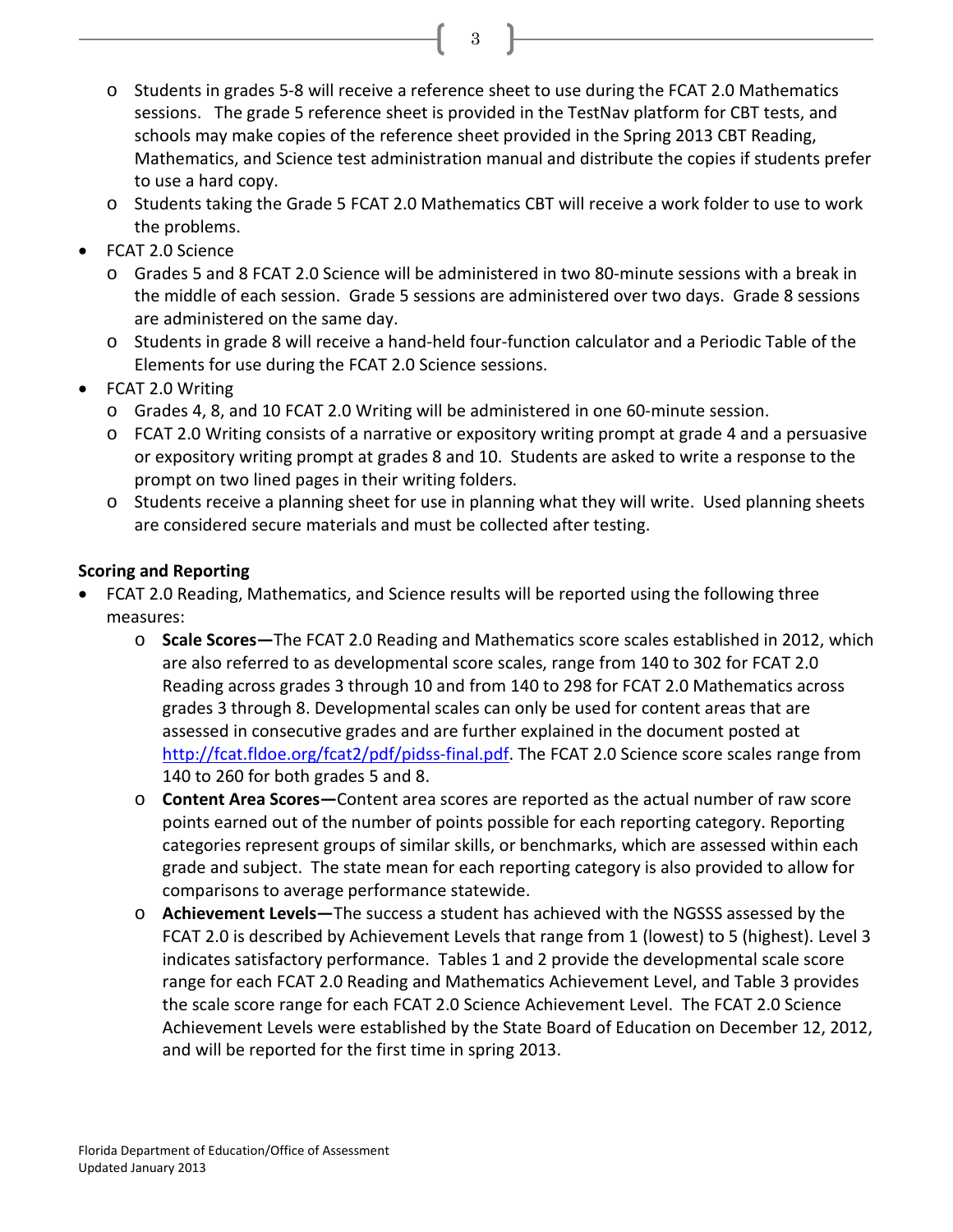- Students in grades 5-8 will receive a reference sheet to use during the FCAT 2.0 Mathematics sessions. The grade 5 reference sheet is provided in the TestNav platform for CBT tests, and schools may make copies of the reference sheet provided in the Spring 2013 CBT Reading, Mathematics, and Science test administration manual and distribute the copies if students prefer to use a hard copy.
  - Students taking the Grade 5 FCAT 2.0 Mathematics CBT will receive a work folder to use to work the problems.
- FCAT 2.0 Science
  - Grades 5 and 8 FCAT 2.0 Science will be administered in two 80-minute sessions with a break in the middle of each session. Grade 5 sessions are administered over two days. Grade 8 sessions are administered on the same day.
  - Students in grade 8 will receive a hand-held four-function calculator and a Periodic Table of the Elements for use during the FCAT 2.0 Science sessions.
- FCAT 2.0 Writing
  - Grades 4, 8, and 10 FCAT 2.0 Writing will be administered in one 60-minute session.
  - FCAT 2.0 Writing consists of a narrative or expository writing prompt at grade 4 and a persuasive or expository writing prompt at grades 8 and 10. Students are asked to write a response to the prompt on two lined pages in their writing folders.
  - Students receive a planning sheet for use in planning what they will write. Used planning sheets are considered secure materials and must be collected after testing.

**Scoring and Reporting**

- FCAT 2.0 Reading, Mathematics, and Science results will be reported using the following three measures:
  - **Scale Scores—**The FCAT 2.0 Reading and Mathematics score scales established in 2012, which are also referred to as developmental score scales, range from 140 to 302 for FCAT 2.0 Reading across grades 3 through 10 and from 140 to 298 for FCAT 2.0 Mathematics across grades 3 through 8. Developmental scales can only be used for content areas that are assessed in consecutive grades and are further explained in the document posted at http://fcat.fldoe.org/fcat2/pdf/pidss-final.pdf. The FCAT 2.0 Science score scales range from 140 to 260 for both grades 5 and 8.
  - **Content Area Scores—**Content area scores are reported as the actual number of raw score points earned out of the number of points possible for each reporting category. Reporting categories represent groups of similar skills, or benchmarks, which are assessed within each grade and subject. The state mean for each reporting category is also provided to allow for comparisons to average performance statewide.
  - **Achievement Levels—**The success a student has achieved with the NGSSS assessed by the FCAT 2.0 is described by Achievement Levels that range from 1 (lowest) to 5 (highest). Level 3 indicates satisfactory performance. Tables 1 and 2 provide the developmental scale score range for each FCAT 2.0 Reading and Mathematics Achievement Level, and Table 3 provides the scale score range for each FCAT 2.0 Science Achievement Level. The FCAT 2.0 Science Achievement Levels were established by the State Board of Education on December 12, 2012, and will be reported for the first time in spring 2013.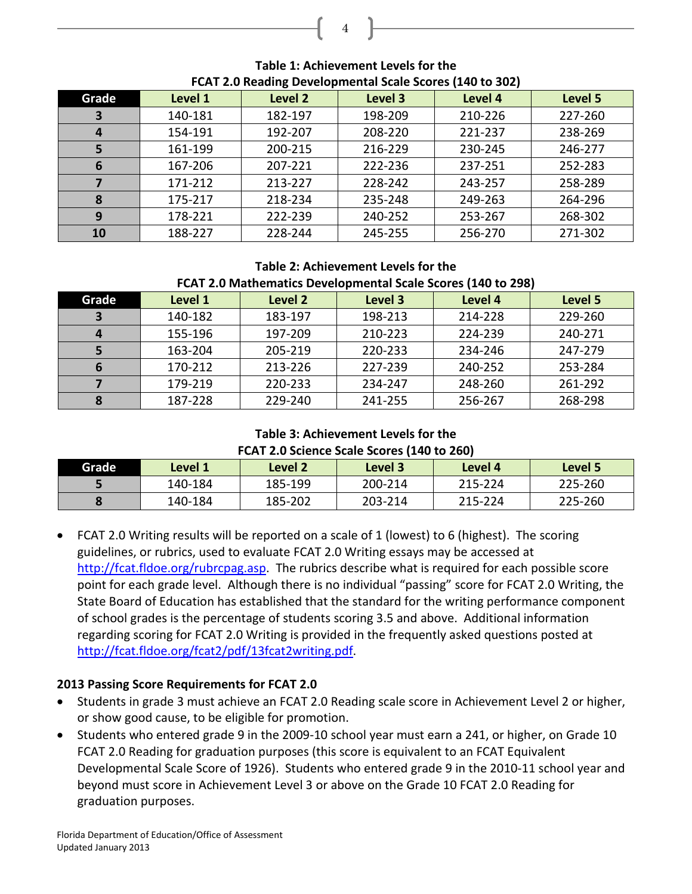**Table 1: Achievement Levels for the FCAT 2.0 Reading Developmental Scale Scores (140 to 302)**

| Grade | Level 1 | Level 2 | Level 3 | Level 4 | Level 5 |
|---|---|---|---|---|---|
| 3 | 140-181 | 182-197 | 198-209 | 210-226 | 227-260 |
| 4 | 154-191 | 192-207 | 208-220 | 221-237 | 238-269 |
| 5 | 161-199 | 200-215 | 216-229 | 230-245 | 246-277 |
| 6 | 167-206 | 207-221 | 222-236 | 237-251 | 252-283 |
| 7 | 171-212 | 213-227 | 228-242 | 243-257 | 258-289 |
| 8 | 175-217 | 218-234 | 235-248 | 249-263 | 264-296 |
| 9 | 178-221 | 222-239 | 240-252 | 253-267 | 268-302 |
| 10 | 188-227 | 228-244 | 245-255 | 256-270 | 271-302 |

**Table 2: Achievement Levels for the FCAT 2.0 Mathematics Developmental Scale Scores (140 to 298)**

| Grade | Level 1 | Level 2 | Level 3 | Level 4 | Level 5 |
|---|---|---|---|---|---|
| 3 | 140-182 | 183-197 | 198-213 | 214-228 | 229-260 |
| 4 | 155-196 | 197-209 | 210-223 | 224-239 | 240-271 |
| 5 | 163-204 | 205-219 | 220-233 | 234-246 | 247-279 |
| 6 | 170-212 | 213-226 | 227-239 | 240-252 | 253-284 |
| 7 | 179-219 | 220-233 | 234-247 | 248-260 | 261-292 |
| 8 | 187-228 | 229-240 | 241-255 | 256-267 | 268-298 |

**Table 3: Achievement Levels for the FCAT 2.0 Science Scale Scores (140 to 260)**

| Grade | Level 1 | Level 2 | Level 3 | Level 4 | Level 5 |
|---|---|---|---|---|---|
| 5 | 140-184 | 185-199 | 200-214 | 215-224 | 225-260 |
| 8 | 140-184 | 185-202 | 203-214 | 215-224 | 225-260 |

- FCAT 2.0 Writing results will be reported on a scale of 1 (lowest) to 6 (highest). The scoring guidelines, or rubrics, used to evaluate FCAT 2.0 Writing essays may be accessed at http://fcat.fldoe.org/rubrcpag.asp. The rubrics describe what is required for each possible score point for each grade level. Although there is no individual "passing" score for FCAT 2.0 Writing, the State Board of Education has established that the standard for the writing performance component of school grades is the percentage of students scoring 3.5 and above. Additional information regarding scoring for FCAT 2.0 Writing is provided in the frequently asked questions posted at http://fcat.fldoe.org/fcat2/pdf/13fcat2writing.pdf.

**2013 Passing Score Requirements for FCAT 2.0**

- Students in grade 3 must achieve an FCAT 2.0 Reading scale score in Achievement Level 2 or higher, or show good cause, to be eligible for promotion.
- Students who entered grade 9 in the 2009-10 school year must earn a 241, or higher, on Grade 10 FCAT 2.0 Reading for graduation purposes (this score is equivalent to an FCAT Equivalent Developmental Scale Score of 1926). Students who entered grade 9 in the 2010-11 school year and beyond must score in Achievement Level 3 or above on the Grade 10 FCAT 2.0 Reading for graduation purposes.

Florida Department of Education/Office of Assessment
Updated January 2013